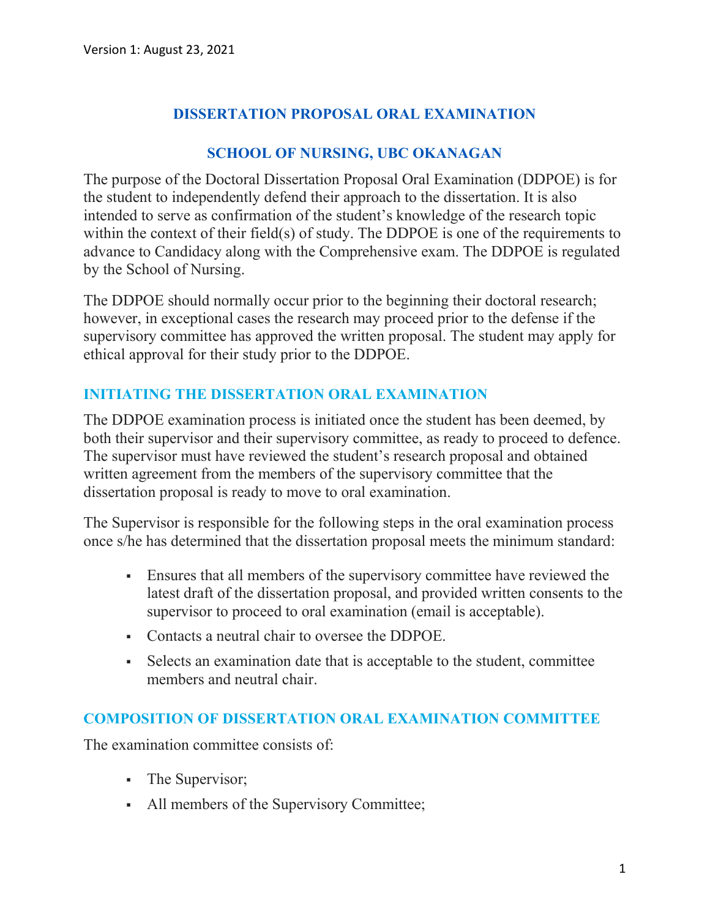# DISSERTATION PROPOSAL ORAL EXAMINATION

# SCHOOL OF NURSING, UBC OKANAGAN

The purpose of the Doctoral Dissertation Proposal Oral Examination (DDPOE) is for the student to independently defend their approach to the dissertation. It is also intended to serve as confirmation of the student's knowledge of the research topic within the context of their field(s) of study. The DDPOE is one of the requirements to advance to Candidacy along with the Comprehensive exam. The DDPOE is regulated by the School of Nursing.

The DDPOE should normally occur prior to the beginning their doctoral research; however, in exceptional cases the research may proceed prior to the defense if the supervisory committee has approved the written proposal. The student may apply for ethical approval for their study prior to the DDPOE.

## INITIATING THE DISSERTATION ORAL EXAMINATION

The DDPOE examination process is initiated once the student has been deemed, by both their supervisor and their supervisory committee, as ready to proceed to defence. The supervisor must have reviewed the student's research proposal and obtained written agreement from the members of the supervisory committee that the dissertation proposal is ready to move to oral examination.

The Supervisor is responsible for the following steps in the oral examination process once s/he has determined that the dissertation proposal meets the minimum standard:

- Ensures that all members of the supervisory committee have reviewed the latest draft of the dissertation proposal, and provided written consents to the supervisor to proceed to oral examination (email is acceptable).
- Contacts a neutral chair to oversee the DDPOE.
- Selects an examination date that is acceptable to the student, committee members and neutral chair.

## COMPOSITION OF DISSERTATION ORAL EXAMINATION COMMITTEE

The examination committee consists of:

- The Supervisor;
- All members of the Supervisory Committee;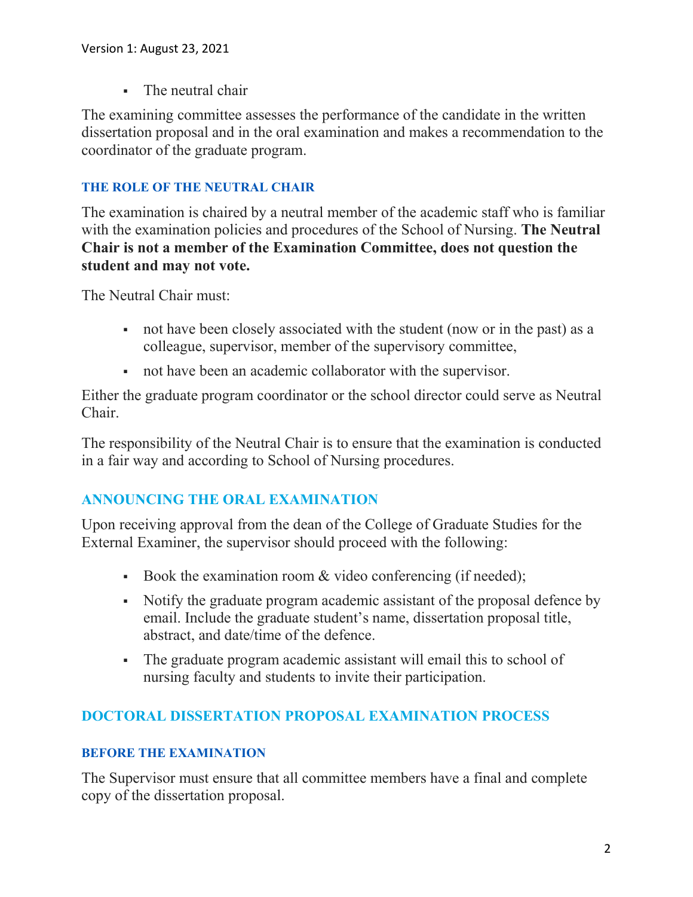- The neutral chair

The examining committee assesses the performance of the candidate in the written dissertation proposal and in the oral examination and makes a recommendation to the coordinator of the graduate program.

### THE ROLE OF THE NEUTRAL CHAIR

The examination is chaired by a neutral member of the academic staff who is familiar with the examination policies and procedures of the School of Nursing. **The Neutral Chair is not a member of the Examination Committee, does not question the student and may not vote.**

The Neutral Chair must:

- not have been closely associated with the student (now or in the past) as a colleague, supervisor, member of the supervisory committee,
- not have been an academic collaborator with the supervisor.

Either the graduate program coordinator or the school director could serve as Neutral Chair.

The responsibility of the Neutral Chair is to ensure that the examination is conducted in a fair way and according to School of Nursing procedures.

## ANNOUNCING THE ORAL EXAMINATION

Upon receiving approval from the dean of the College of Graduate Studies for the External Examiner, the supervisor should proceed with the following:

- Book the examination room & video conferencing (if needed);
- Notify the graduate program academic assistant of the proposal defence by email. Include the graduate student's name, dissertation proposal title, abstract, and date/time of the defence.
- The graduate program academic assistant will email this to school of nursing faculty and students to invite their participation.

## DOCTORAL DISSERTATION PROPOSAL EXAMINATION PROCESS

### BEFORE THE EXAMINATION

The Supervisor must ensure that all committee members have a final and complete copy of the dissertation proposal.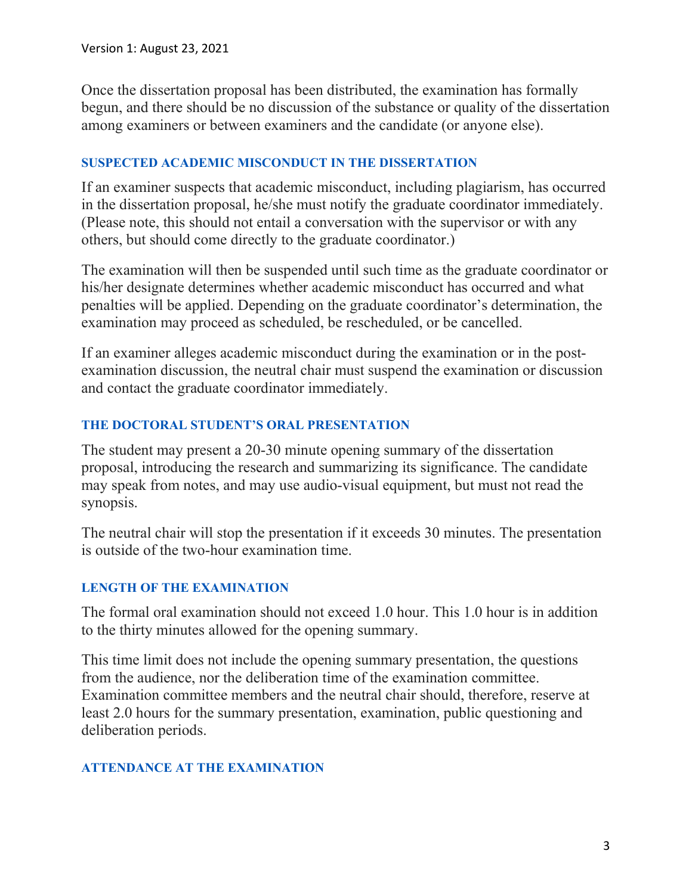Once the dissertation proposal has been distributed, the examination has formally begun, and there should be no discussion of the substance or quality of the dissertation among examiners or between examiners and the candidate (or anyone else).

## SUSPECTED ACADEMIC MISCONDUCT IN THE DISSERTATION

If an examiner suspects that academic misconduct, including plagiarism, has occurred in the dissertation proposal, he/she must notify the graduate coordinator immediately. (Please note, this should not entail a conversation with the supervisor or with any others, but should come directly to the graduate coordinator.)

The examination will then be suspended until such time as the graduate coordinator or his/her designate determines whether academic misconduct has occurred and what penalties will be applied. Depending on the graduate coordinator's determination, the examination may proceed as scheduled, be rescheduled, or be cancelled.

If an examiner alleges academic misconduct during the examination or in the post-examination discussion, the neutral chair must suspend the examination or discussion and contact the graduate coordinator immediately.

## THE DOCTORAL STUDENT'S ORAL PRESENTATION

The student may present a 20-30 minute opening summary of the dissertation proposal, introducing the research and summarizing its significance. The candidate may speak from notes, and may use audio-visual equipment, but must not read the synopsis.

The neutral chair will stop the presentation if it exceeds 30 minutes. The presentation is outside of the two-hour examination time.

## LENGTH OF THE EXAMINATION

The formal oral examination should not exceed 1.0 hour. This 1.0 hour is in addition to the thirty minutes allowed for the opening summary.

This time limit does not include the opening summary presentation, the questions from the audience, nor the deliberation time of the examination committee. Examination committee members and the neutral chair should, therefore, reserve at least 2.0 hours for the summary presentation, examination, public questioning and deliberation periods.

## ATTENDANCE AT THE EXAMINATION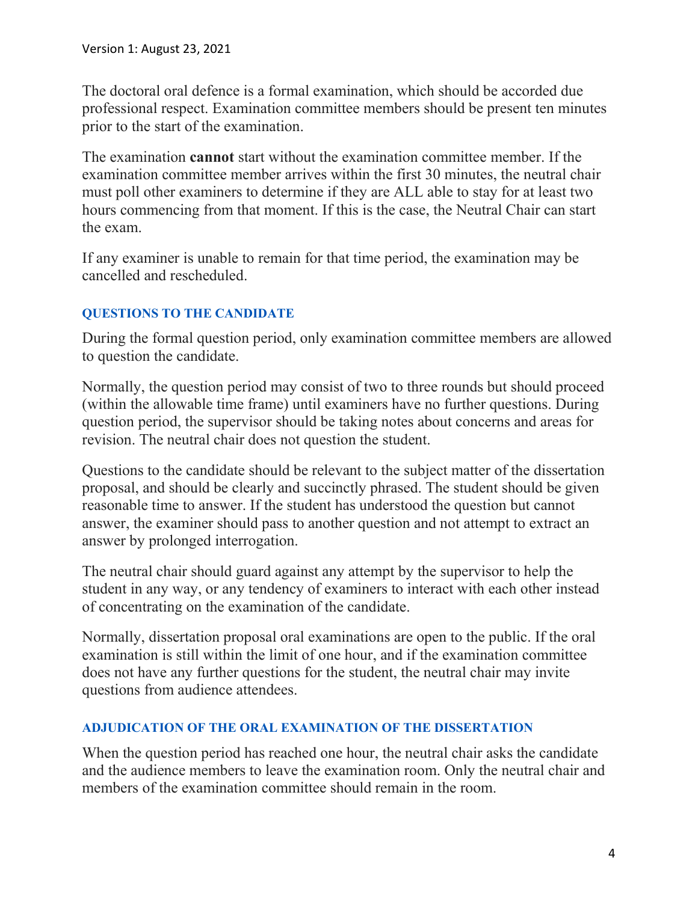The doctoral oral defence is a formal examination, which should be accorded due professional respect. Examination committee members should be present ten minutes prior to the start of the examination.

The examination **cannot** start without the examination committee member. If the examination committee member arrives within the first 30 minutes, the neutral chair must poll other examiners to determine if they are ALL able to stay for at least two hours commencing from that moment. If this is the case, the Neutral Chair can start the exam.

If any examiner is unable to remain for that time period, the examination may be cancelled and rescheduled.

### QUESTIONS TO THE CANDIDATE

During the formal question period, only examination committee members are allowed to question the candidate.

Normally, the question period may consist of two to three rounds but should proceed (within the allowable time frame) until examiners have no further questions. During question period, the supervisor should be taking notes about concerns and areas for revision. The neutral chair does not question the student.

Questions to the candidate should be relevant to the subject matter of the dissertation proposal, and should be clearly and succinctly phrased. The student should be given reasonable time to answer. If the student has understood the question but cannot answer, the examiner should pass to another question and not attempt to extract an answer by prolonged interrogation.

The neutral chair should guard against any attempt by the supervisor to help the student in any way, or any tendency of examiners to interact with each other instead of concentrating on the examination of the candidate.

Normally, dissertation proposal oral examinations are open to the public. If the oral examination is still within the limit of one hour, and if the examination committee does not have any further questions for the student, the neutral chair may invite questions from audience attendees.

### ADJUDICATION OF THE ORAL EXAMINATION OF THE DISSERTATION

When the question period has reached one hour, the neutral chair asks the candidate and the audience members to leave the examination room. Only the neutral chair and members of the examination committee should remain in the room.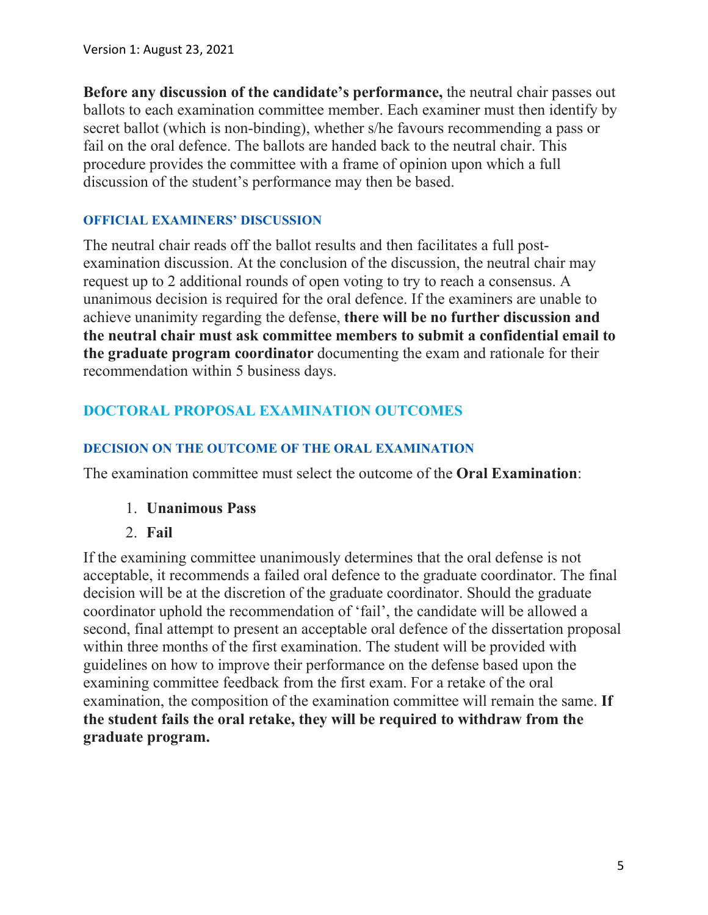**Before any discussion of the candidate's performance,** the neutral chair passes out ballots to each examination committee member. Each examiner must then identify by secret ballot (which is non-binding), whether s/he favours recommending a pass or fail on the oral defence. The ballots are handed back to the neutral chair. This procedure provides the committee with a frame of opinion upon which a full discussion of the student's performance may then be based.

#### OFFICIAL EXAMINERS' DISCUSSION

The neutral chair reads off the ballot results and then facilitates a full post-examination discussion. At the conclusion of the discussion, the neutral chair may request up to 2 additional rounds of open voting to try to reach a consensus. A unanimous decision is required for the oral defence. If the examiners are unable to achieve unanimity regarding the defense, **there will be no further discussion and the neutral chair must ask committee members to submit a confidential email to the graduate program coordinator** documenting the exam and rationale for their recommendation within 5 business days.

### DOCTORAL PROPOSAL EXAMINATION OUTCOMES

#### DECISION ON THE OUTCOME OF THE ORAL EXAMINATION

The examination committee must select the outcome of the **Oral Examination**:

1. **Unanimous Pass**
2. **Fail**

If the examining committee unanimously determines that the oral defense is not acceptable, it recommends a failed oral defence to the graduate coordinator. The final decision will be at the discretion of the graduate coordinator. Should the graduate coordinator uphold the recommendation of 'fail', the candidate will be allowed a second, final attempt to present an acceptable oral defence of the dissertation proposal within three months of the first examination. The student will be provided with guidelines on how to improve their performance on the defense based upon the examining committee feedback from the first exam. For a retake of the oral examination, the composition of the examination committee will remain the same. **If the student fails the oral retake, they will be required to withdraw from the graduate program.**